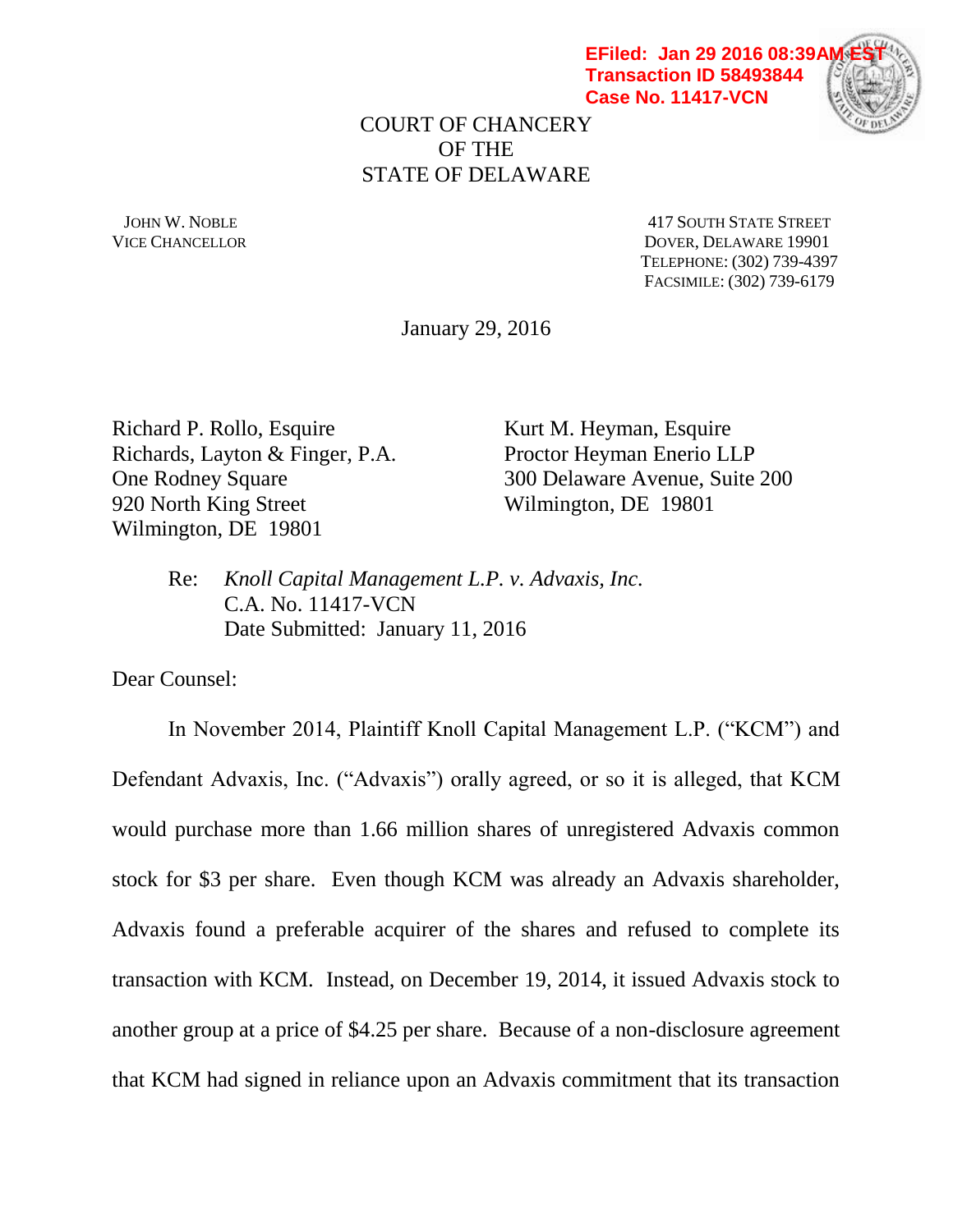EFiled: Jan 29 2016 08:39AM EST
Transaction ID 58493844
Case No. 11417-VCN

COURT OF CHANCERY
OF THE
STATE OF DELAWARE

JOHN W. NOBLE
VICE CHANCELLOR

417 SOUTH STATE STREET
DOVER, DELAWARE 19901
TELEPHONE: (302) 739-4397
FACSIMILE: (302) 739-6179

January 29, 2016

Richard P. Rollo, Esquire
Richards, Layton & Finger, P.A.
One Rodney Square
920 North King Street
Wilmington, DE 19801

Kurt M. Heyman, Esquire
Proctor Heyman Enerio LLP
300 Delaware Avenue, Suite 200
Wilmington, DE 19801

Re: *Knoll Capital Management L.P. v. Advaxis, Inc.*
C.A. No. 11417-VCN
Date Submitted: January 11, 2016

Dear Counsel:

In November 2014, Plaintiff Knoll Capital Management L.P. ("KCM") and Defendant Advaxis, Inc. ("Advaxis") orally agreed, or so it is alleged, that KCM would purchase more than 1.66 million shares of unregistered Advaxis common stock for $3 per share. Even though KCM was already an Advaxis shareholder, Advaxis found a preferable acquirer of the shares and refused to complete its transaction with KCM. Instead, on December 19, 2014, it issued Advaxis stock to another group at a price of $4.25 per share. Because of a non-disclosure agreement that KCM had signed in reliance upon an Advaxis commitment that its transaction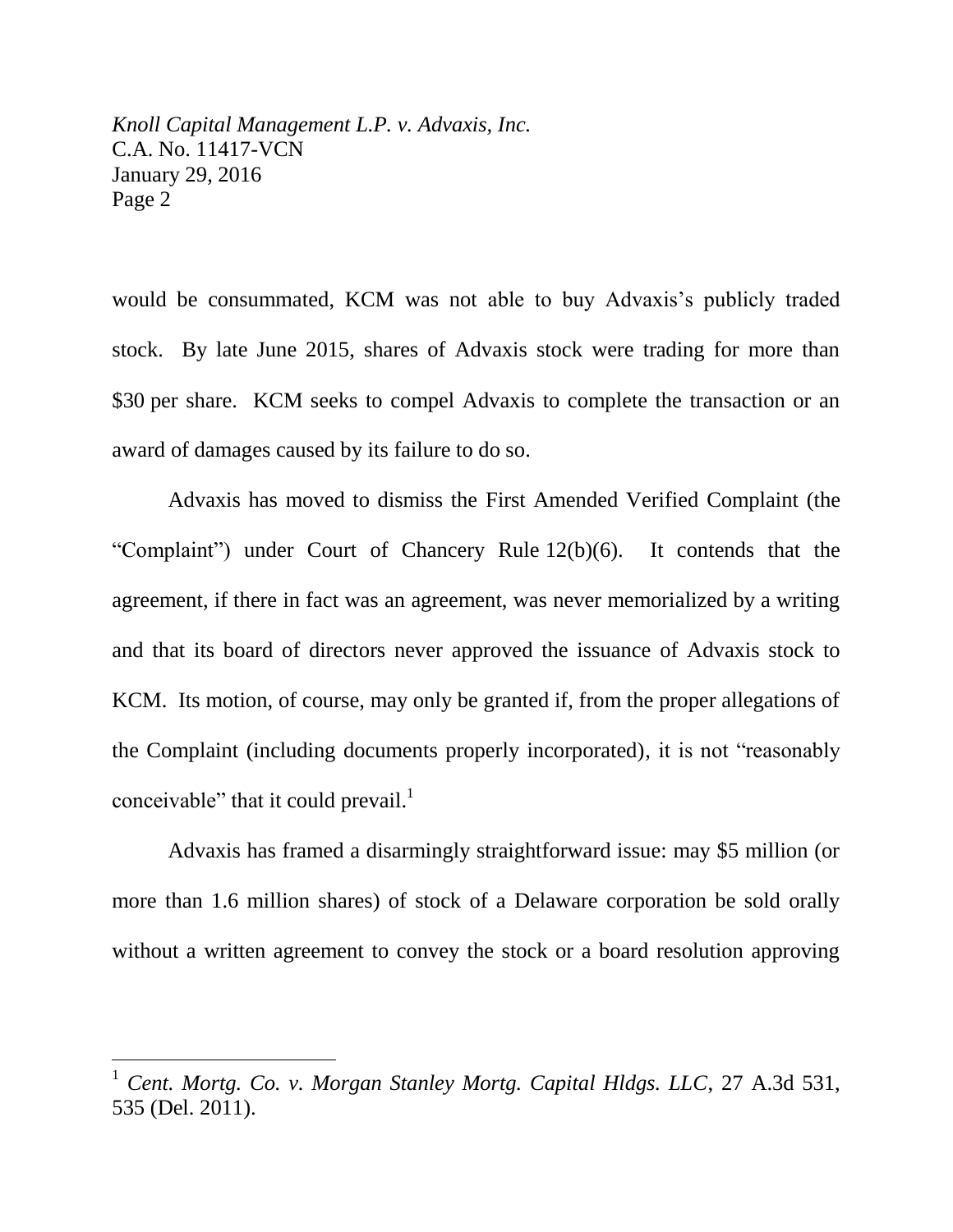would be consummated, KCM was not able to buy Advaxis's publicly traded stock. By late June 2015, shares of Advaxis stock were trading for more than $30 per share. KCM seeks to compel Advaxis to complete the transaction or an award of damages caused by its failure to do so.

Advaxis has moved to dismiss the First Amended Verified Complaint (the "Complaint") under Court of Chancery Rule 12(b)(6). It contends that the agreement, if there in fact was an agreement, was never memorialized by a writing and that its board of directors never approved the issuance of Advaxis stock to KCM. Its motion, of course, may only be granted if, from the proper allegations of the Complaint (including documents properly incorporated), it is not "reasonably conceivable" that it could prevail.[1]

Advaxis has framed a disarmingly straightforward issue: may $5 million (or more than 1.6 million shares) of stock of a Delaware corporation be sold orally without a written agreement to convey the stock or a board resolution approving

---

[1] *Cent. Mortg. Co. v. Morgan Stanley Mortg. Capital Hldgs. LLC*, 27 A.3d 531, 535 (Del. 2011).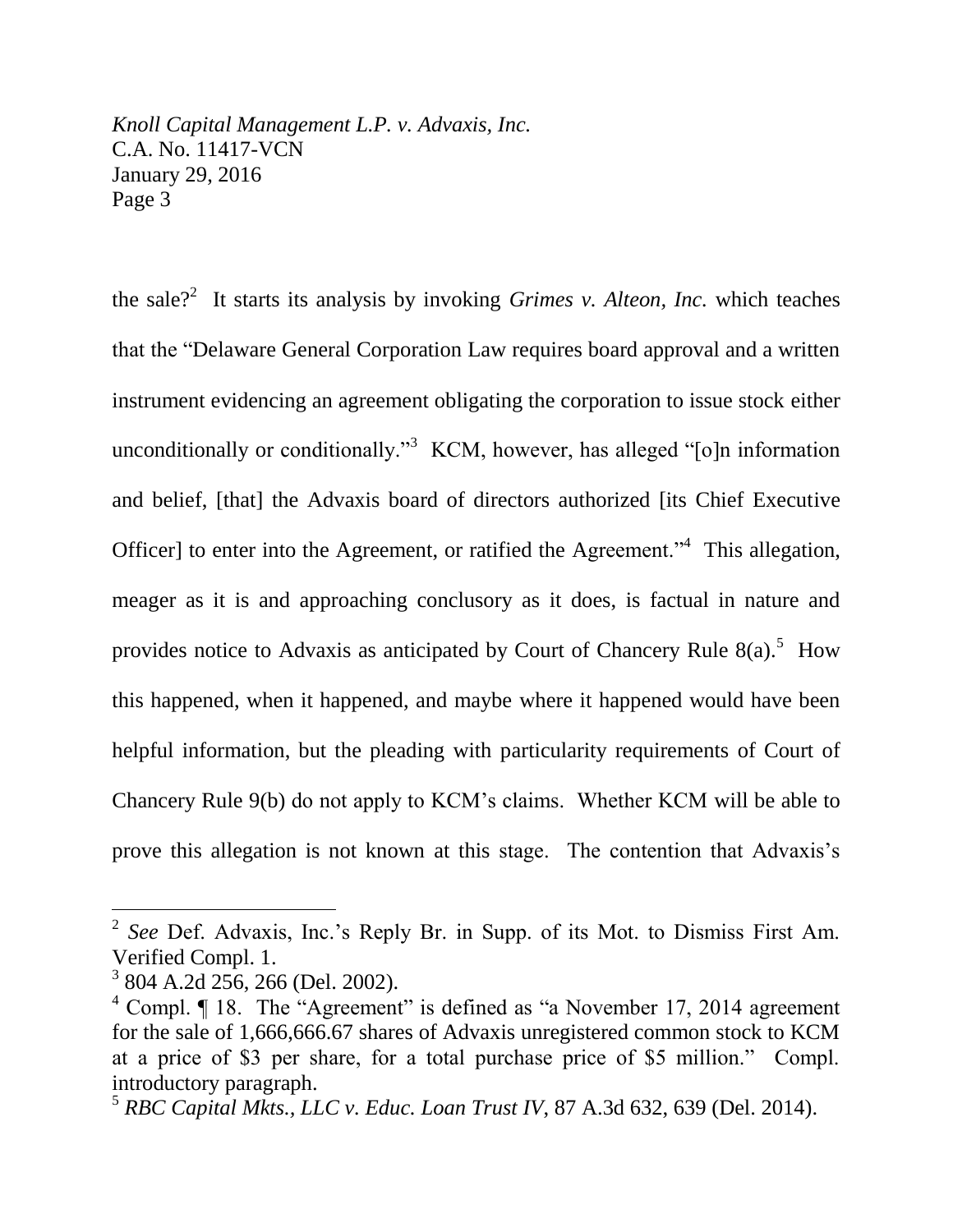the sale?[2] It starts its analysis by invoking *Grimes v. Alteon, Inc.* which teaches that the "Delaware General Corporation Law requires board approval and a written instrument evidencing an agreement obligating the corporation to issue stock either unconditionally or conditionally."[3] KCM, however, has alleged "[o]n information and belief, [that] the Advaxis board of directors authorized [its Chief Executive Officer] to enter into the Agreement, or ratified the Agreement."[4] This allegation, meager as it is and approaching conclusory as it does, is factual in nature and provides notice to Advaxis as anticipated by Court of Chancery Rule 8(a).[5] How this happened, when it happened, and maybe where it happened would have been helpful information, but the pleading with particularity requirements of Court of Chancery Rule 9(b) do not apply to KCM's claims. Whether KCM will be able to prove this allegation is not known at this stage. The contention that Advaxis's

---

[2] *See* Def. Advaxis, Inc.'s Reply Br. in Supp. of its Mot. to Dismiss First Am. Verified Compl. 1.

[3] 804 A.2d 256, 266 (Del. 2002).

[4] Compl. ¶ 18. The "Agreement" is defined as "a November 17, 2014 agreement for the sale of 1,666,666.67 shares of Advaxis unregistered common stock to KCM at a price of $3 per share, for a total purchase price of $5 million." Compl. introductory paragraph.

[5] *RBC Capital Mkts., LLC v. Educ. Loan Trust IV*, 87 A.3d 632, 639 (Del. 2014).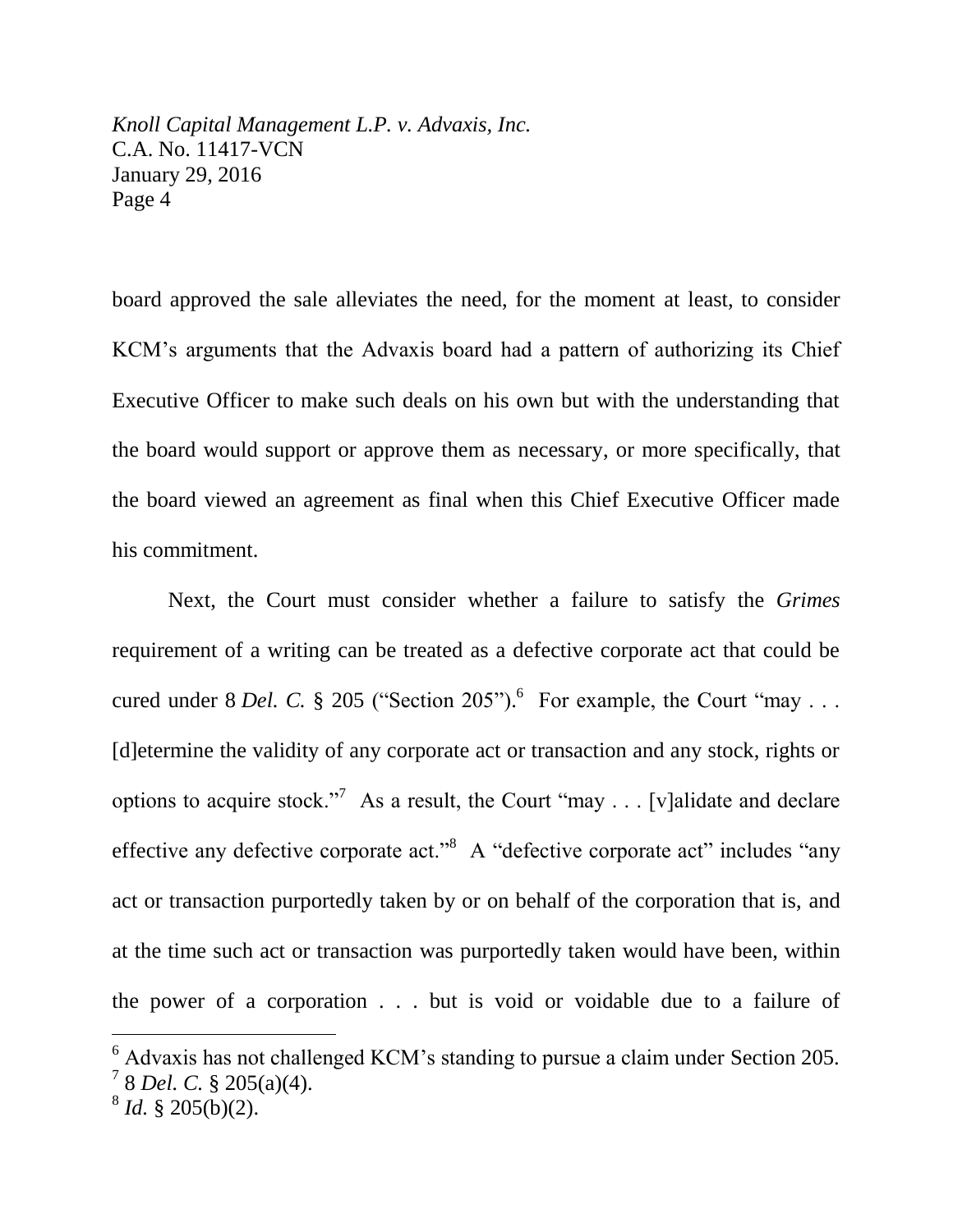board approved the sale alleviates the need, for the moment at least, to consider KCM's arguments that the Advaxis board had a pattern of authorizing its Chief Executive Officer to make such deals on his own but with the understanding that the board would support or approve them as necessary, or more specifically, that the board viewed an agreement as final when this Chief Executive Officer made his commitment.

Next, the Court must consider whether a failure to satisfy the *Grimes* requirement of a writing can be treated as a defective corporate act that could be cured under 8 *Del. C.* § 205 ("Section 205").[6] For example, the Court "may . . . [d]etermine the validity of any corporate act or transaction and any stock, rights or options to acquire stock."[7] As a result, the Court "may . . . [v]alidate and declare effective any defective corporate act."[8] A "defective corporate act" includes "any act or transaction purportedly taken by or on behalf of the corporation that is, and at the time such act or transaction was purportedly taken would have been, within the power of a corporation . . . but is void or voidable due to a failure of

---

[6] Advaxis has not challenged KCM's standing to pursue a claim under Section 205.

[7] 8 *Del. C.* § 205(a)(4).

[8] *Id.* § 205(b)(2).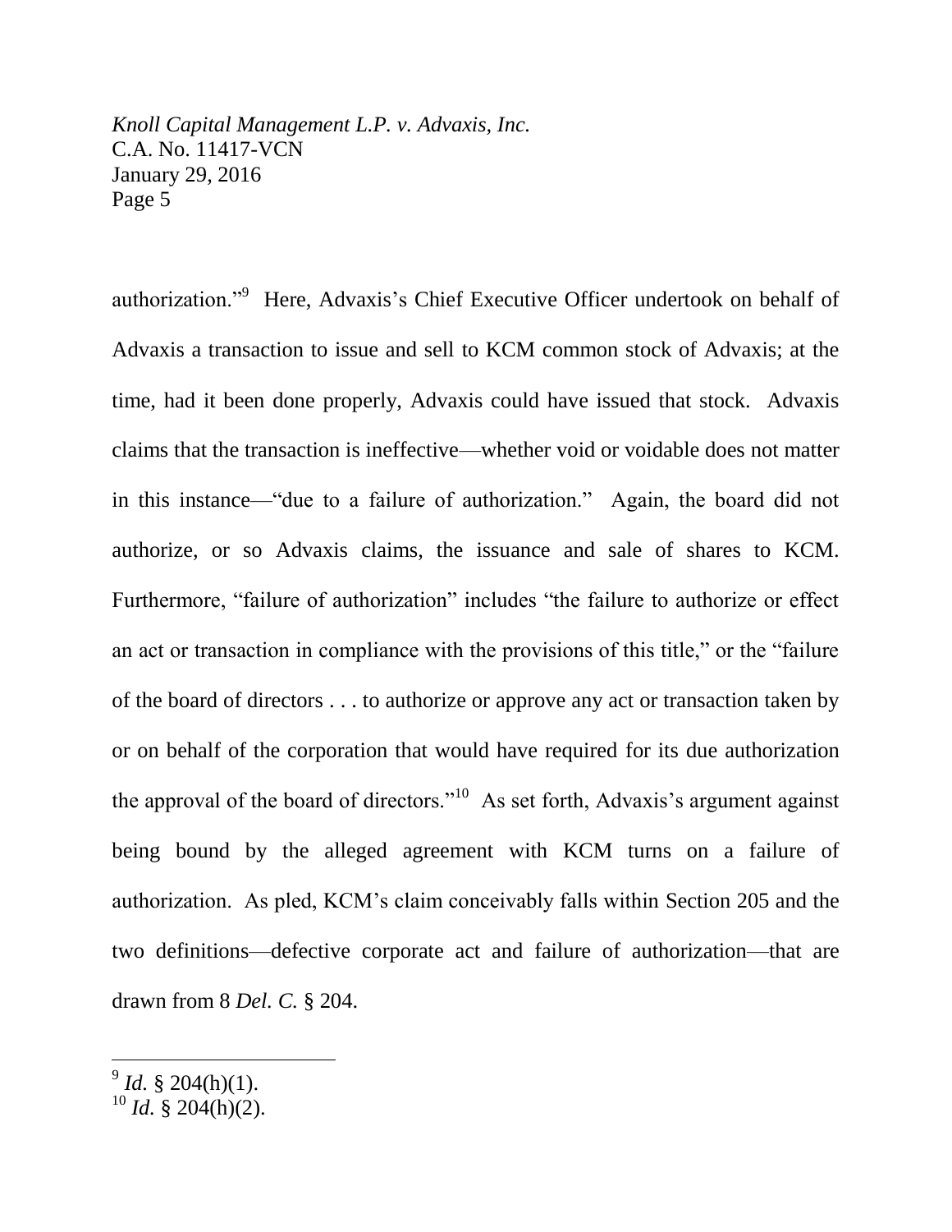authorization."[9] Here, Advaxis's Chief Executive Officer undertook on behalf of Advaxis a transaction to issue and sell to KCM common stock of Advaxis; at the time, had it been done properly, Advaxis could have issued that stock. Advaxis claims that the transaction is ineffective—whether void or voidable does not matter in this instance—"due to a failure of authorization." Again, the board did not authorize, or so Advaxis claims, the issuance and sale of shares to KCM. Furthermore, "failure of authorization" includes "the failure to authorize or effect an act or transaction in compliance with the provisions of this title," or the "failure of the board of directors . . . to authorize or approve any act or transaction taken by or on behalf of the corporation that would have required for its due authorization the approval of the board of directors."[10] As set forth, Advaxis's argument against being bound by the alleged agreement with KCM turns on a failure of authorization. As pled, KCM's claim conceivably falls within Section 205 and the two definitions—defective corporate act and failure of authorization—that are drawn from 8 *Del. C.* § 204.

---

[9] *Id.* § 204(h)(1).

[10] *Id.* § 204(h)(2).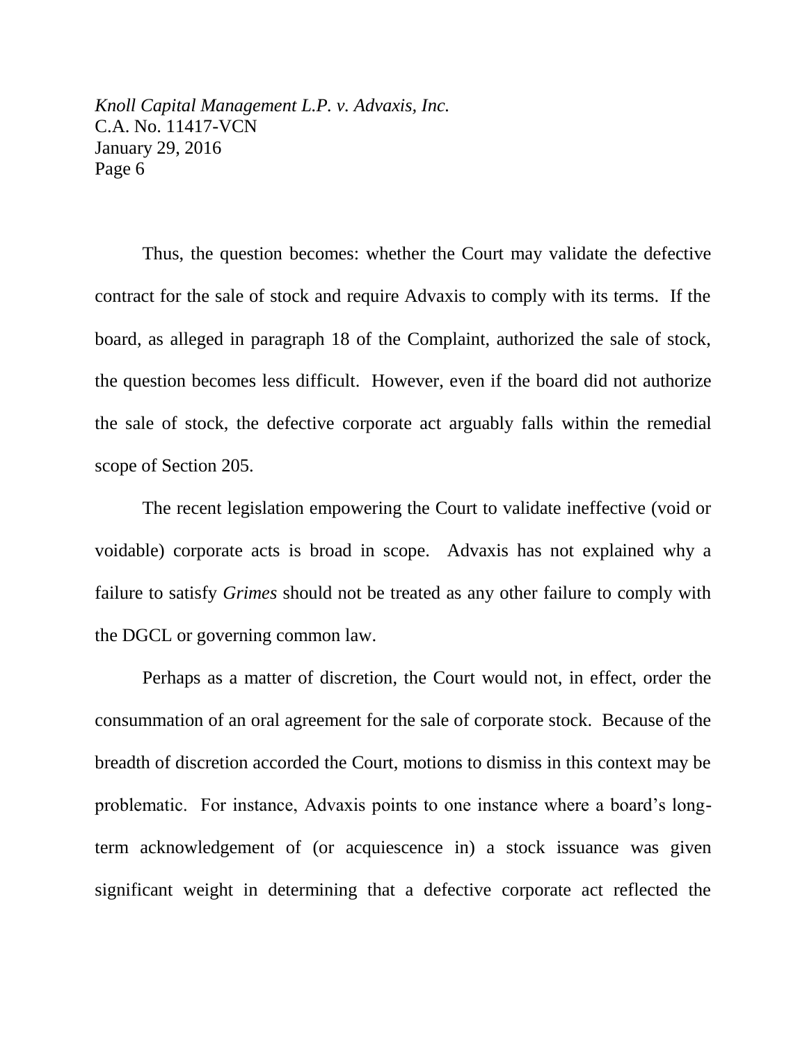Thus, the question becomes: whether the Court may validate the defective contract for the sale of stock and require Advaxis to comply with its terms. If the board, as alleged in paragraph 18 of the Complaint, authorized the sale of stock, the question becomes less difficult. However, even if the board did not authorize the sale of stock, the defective corporate act arguably falls within the remedial scope of Section 205.

The recent legislation empowering the Court to validate ineffective (void or voidable) corporate acts is broad in scope. Advaxis has not explained why a failure to satisfy *Grimes* should not be treated as any other failure to comply with the DGCL or governing common law.

Perhaps as a matter of discretion, the Court would not, in effect, order the consummation of an oral agreement for the sale of corporate stock. Because of the breadth of discretion accorded the Court, motions to dismiss in this context may be problematic. For instance, Advaxis points to one instance where a board's long-term acknowledgement of (or acquiescence in) a stock issuance was given significant weight in determining that a defective corporate act reflected the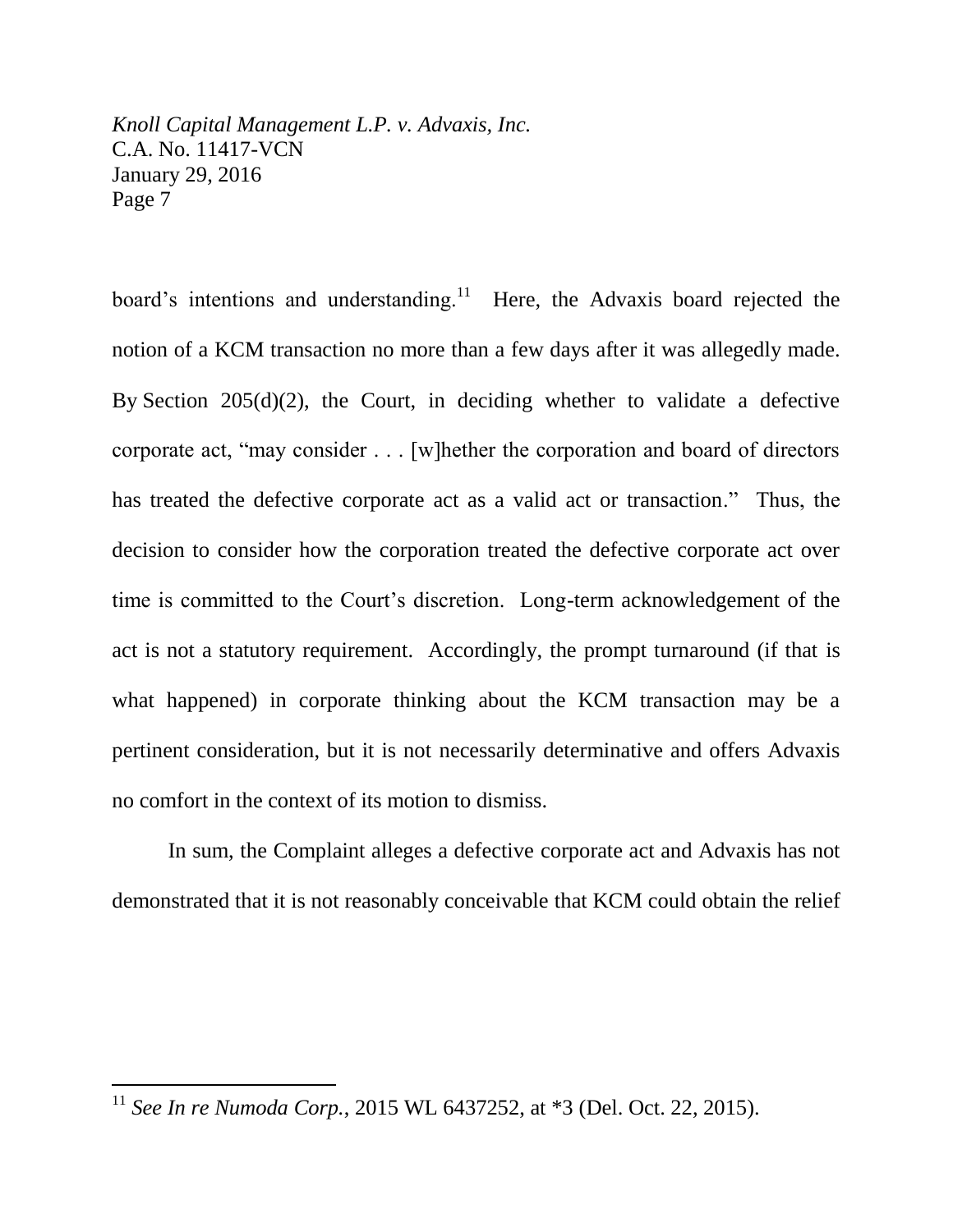board's intentions and understanding.[11] Here, the Advaxis board rejected the notion of a KCM transaction no more than a few days after it was allegedly made. By Section 205(d)(2), the Court, in deciding whether to validate a defective corporate act, "may consider . . . [w]hether the corporation and board of directors has treated the defective corporate act as a valid act or transaction." Thus, the decision to consider how the corporation treated the defective corporate act over time is committed to the Court's discretion. Long-term acknowledgement of the act is not a statutory requirement. Accordingly, the prompt turnaround (if that is what happened) in corporate thinking about the KCM transaction may be a pertinent consideration, but it is not necessarily determinative and offers Advaxis no comfort in the context of its motion to dismiss.

In sum, the Complaint alleges a defective corporate act and Advaxis has not demonstrated that it is not reasonably conceivable that KCM could obtain the relief

---

[11] *See In re Numoda Corp.*, 2015 WL 6437252, at *3 (Del. Oct. 22, 2015).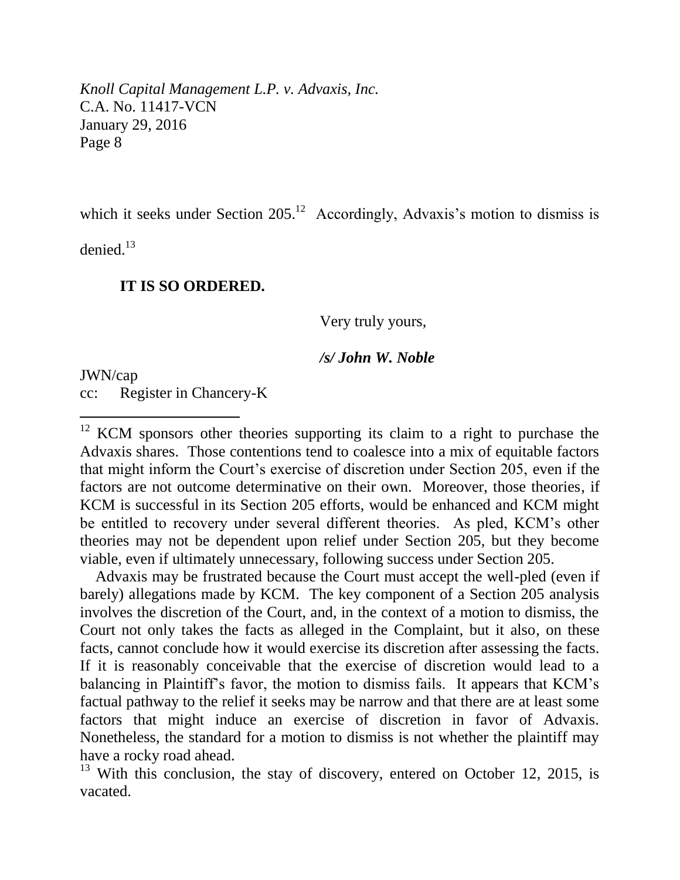which it seeks under Section 205.[12] Accordingly, Advaxis's motion to dismiss is denied.[13]

**IT IS SO ORDERED.**

Very truly yours,

***/s/ John W. Noble***

JWN/cap
cc: Register in Chancery-K

---

[12] KCM sponsors other theories supporting its claim to a right to purchase the Advaxis shares. Those contentions tend to coalesce into a mix of equitable factors that might inform the Court's exercise of discretion under Section 205, even if the factors are not outcome determinative on their own. Moreover, those theories, if KCM is successful in its Section 205 efforts, would be enhanced and KCM might be entitled to recovery under several different theories. As pled, KCM's other theories may not be dependent upon relief under Section 205, but they become viable, even if ultimately unnecessary, following success under Section 205.

Advaxis may be frustrated because the Court must accept the well-pled (even if barely) allegations made by KCM. The key component of a Section 205 analysis involves the discretion of the Court, and, in the context of a motion to dismiss, the Court not only takes the facts as alleged in the Complaint, but it also, on these facts, cannot conclude how it would exercise its discretion after assessing the facts. If it is reasonably conceivable that the exercise of discretion would lead to a balancing in Plaintiff's favor, the motion to dismiss fails. It appears that KCM's factual pathway to the relief it seeks may be narrow and that there are at least some factors that might induce an exercise of discretion in favor of Advaxis. Nonetheless, the standard for a motion to dismiss is not whether the plaintiff may have a rocky road ahead.

[13] With this conclusion, the stay of discovery, entered on October 12, 2015, is vacated.